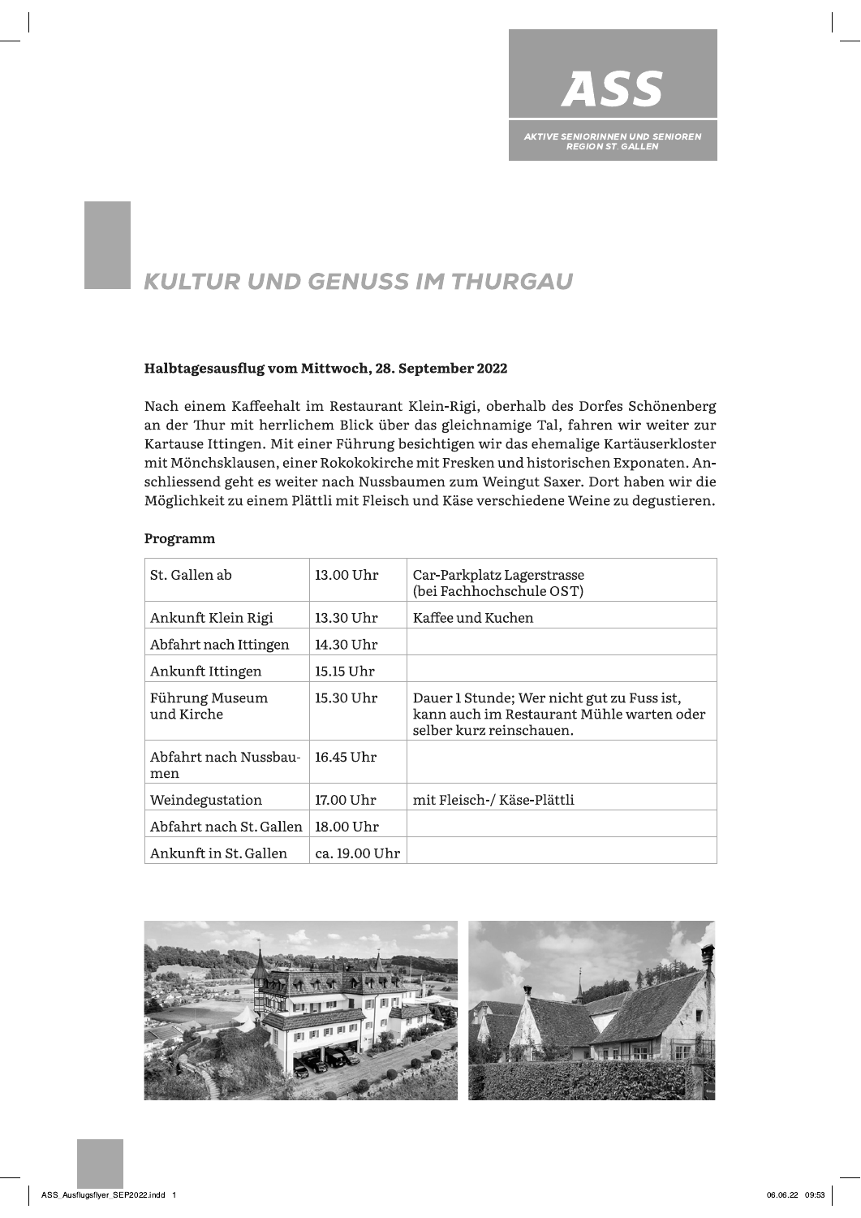ASS

AKTIVE SENIORINNEN UND SENIOREN REGION ST. GALLEN

# KULTUR UND GENUSS IM THURGAU

**Halbtagesausflug vom Mittwoch, 28. September 2022**

Nach einem Kaffeehalt im Restaurant Klein-Rigi, oberhalb des Dorfes Schönenberg an der Thur mit herrlichem Blick über das gleichnamige Tal, fahren wir weiter zur Kartause Ittingen. Mit einer Führung besichtigen wir das ehemalige Kartäuserkloster mit Mönchsklausen, einer Rokokokirche mit Fresken und historischen Exponaten. Anschliessend geht es weiter nach Nussbaumen zum Weingut Saxer. Dort haben wir die Möglichkeit zu einem Plättli mit Fleisch und Käse verschiedene Weine zu degustieren.

**Programm**

| | | |
|---|---|---|
| St. Gallen ab | 13.00 Uhr | Car-Parkplatz Lagerstrasse (bei Fachhochschule OST) |
| Ankunft Klein Rigi | 13.30 Uhr | Kaffee und Kuchen |
| Abfahrt nach Ittingen | 14.30 Uhr | |
| Ankunft Ittingen | 15.15 Uhr | |
| Führung Museum und Kirche | 15.30 Uhr | Dauer 1 Stunde; Wer nicht gut zu Fuss ist, kann auch im Restaurant Mühle warten oder selber kurz reinschauen. |
| Abfahrt nach Nussbaumen | 16.45 Uhr | |
| Weindegustation | 17.00 Uhr | mit Fleisch-/ Käse-Plättli |
| Abfahrt nach St. Gallen | 18.00 Uhr | |
| Ankunft in St. Gallen | ca. 19.00 Uhr | |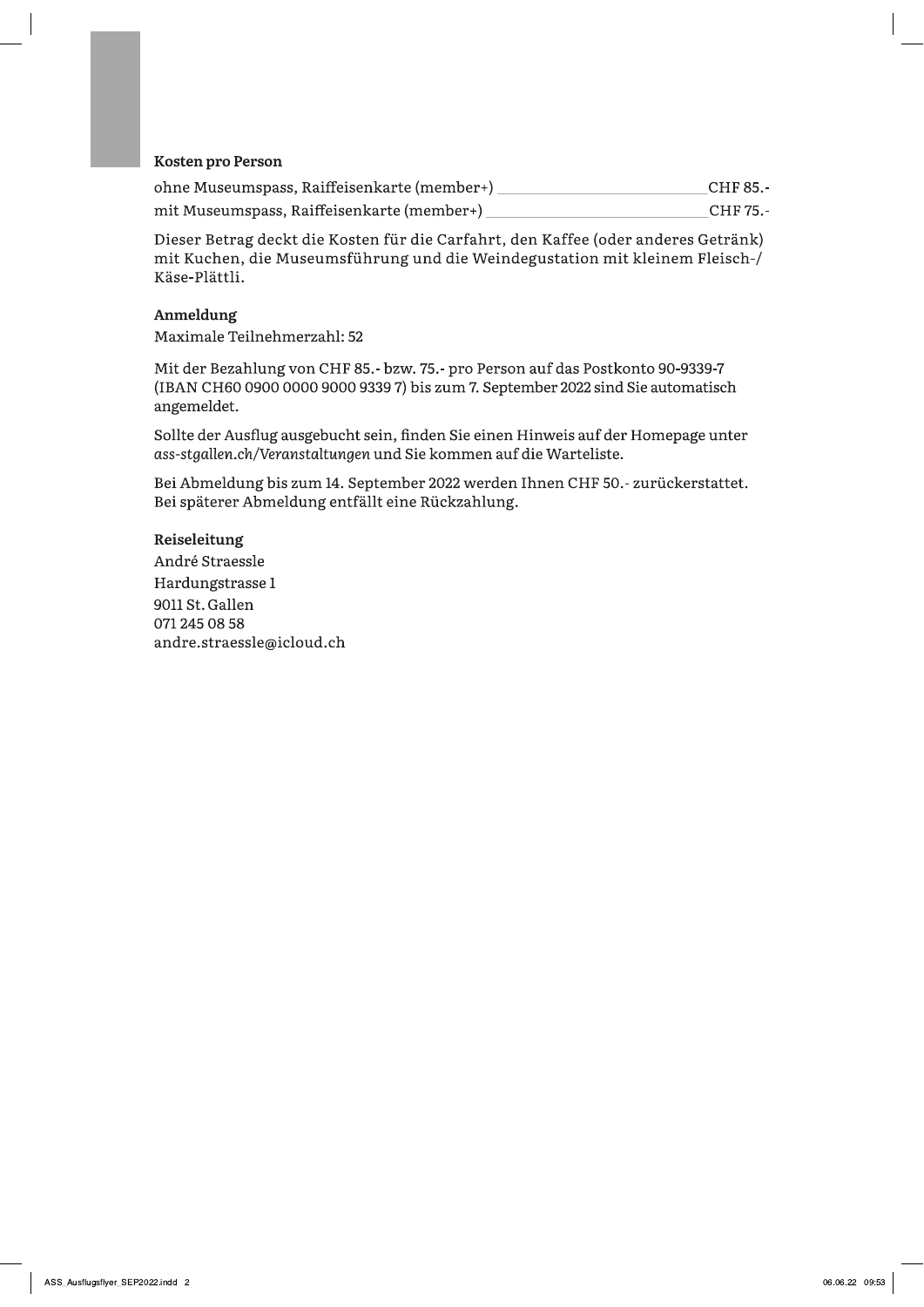**Kosten pro Person**

| | |
|---|---|
| ohne Museumspass, Raiffeisenkarte (member+) | CHF 85.- |
| mit Museumspass, Raiffeisenkarte (member+) | CHF 75.- |

Dieser Betrag deckt die Kosten für die Carfahrt, den Kaffee (oder anderes Getränk) mit Kuchen, die Museumsführung und die Weindegustation mit kleinem Fleisch-/ Käse-Plättli.

**Anmeldung**

Maximale Teilnehmerzahl: 52

Mit der Bezahlung von CHF 85.- bzw. 75.- pro Person auf das Postkonto 90-9339-7 (IBAN CH60 0900 0000 9000 9339 7) bis zum 7. September 2022 sind Sie automatisch angemeldet.

Sollte der Ausflug ausgebucht sein, finden Sie einen Hinweis auf der Homepage unter *ass-stgallen.ch/Veranstaltungen* und Sie kommen auf die Warteliste.

Bei Abmeldung bis zum 14. September 2022 werden Ihnen CHF 50.- zurückerstattet. Bei späterer Abmeldung entfällt eine Rückzahlung.

**Reiseleitung**

André Straessle
Hardungstrasse 1
9011 St. Gallen
071 245 08 58
andre.straessle@icloud.ch